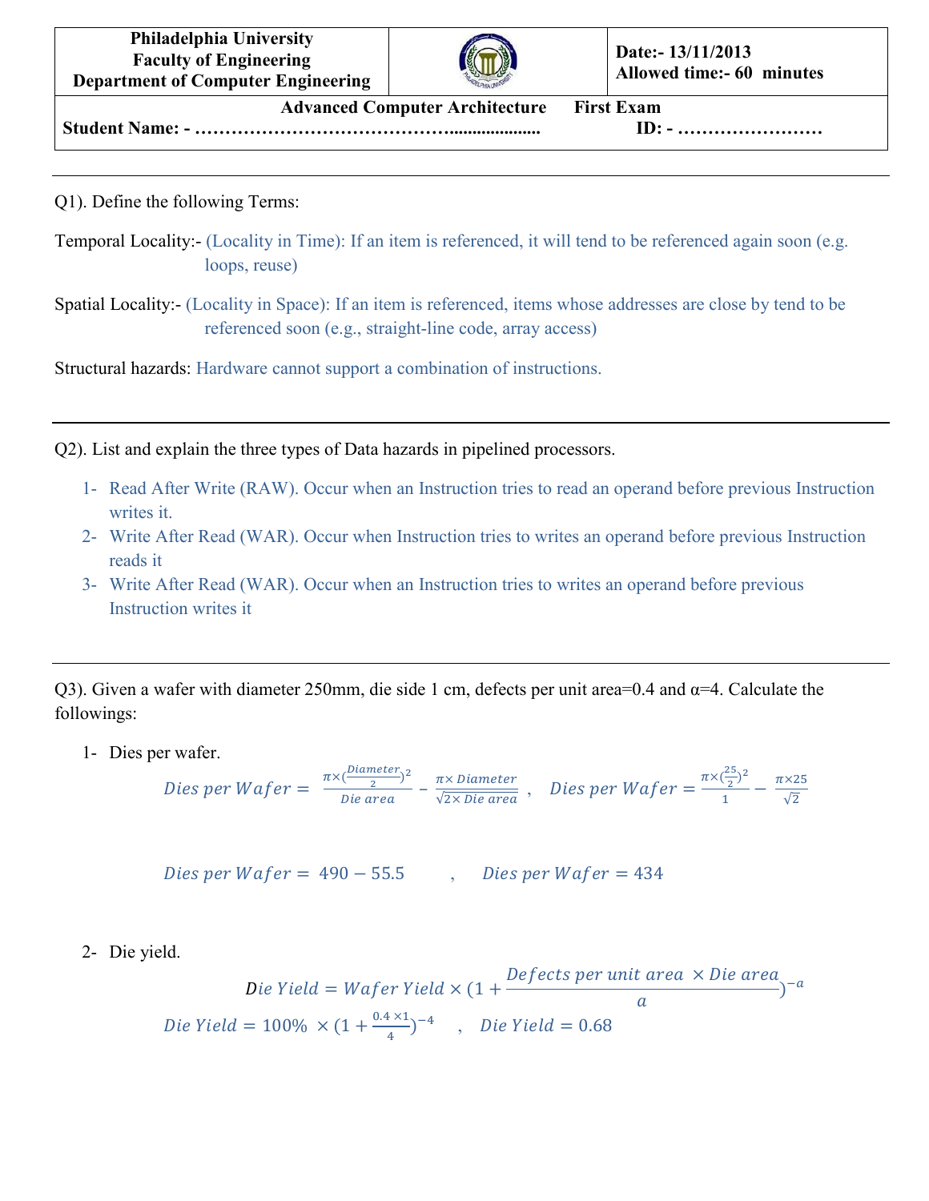| Philadelphia University<br>Faculty of Engineering<br>Department of Computer Engineering | | Date:- 13/11/2013<br>Allowed time:- 60 minutes |
|---|---|---|

**Advanced Computer Architecture First Exam**

**Student Name: - ………………………………………..................... ID: - ……………………**

---

Q1). Define the following Terms:

Temporal Locality:- (Locality in Time): If an item is referenced, it will tend to be referenced again soon (e.g. loops, reuse)

Spatial Locality:- (Locality in Space): If an item is referenced, items whose addresses are close by tend to be referenced soon (e.g., straight-line code, array access)

Structural hazards: Hardware cannot support a combination of instructions.

---

Q2). List and explain the three types of Data hazards in pipelined processors.

1- Read After Write (RAW). Occur when an Instruction tries to read an operand before previous Instruction writes it.
2- Write After Read (WAR). Occur when Instruction tries to writes an operand before previous Instruction reads it
3- Write After Read (WAR). Occur when an Instruction tries to writes an operand before previous Instruction writes it

---

Q3). Given a wafer with diameter 250mm, die side 1 cm, defects per unit area=0.4 and α=4. Calculate the followings:

1- Dies per wafer.

$$Dies\ per\ Wafer = \frac{\pi \times (\frac{Diameter}{2})^2}{Die\ area} - \frac{\pi \times Diameter}{\sqrt{2 \times Die\ area}}\ ,\quad Dies\ per\ Wafer = \frac{\pi \times (\frac{25}{2})^2}{1} - \frac{\pi \times 25}{\sqrt{2}}$$

$$Dies\ per\ Wafer = 490 - 55.5 \quad ,\quad Dies\ per\ Wafer = 434$$

2- Die yield.

$$Die\ Yield = Wafer\ Yield \times (1 + \frac{Defects\ per\ unit\ area\ \times Die\ area}{a})^{-a}$$

$$Die\ Yield = 100\% \times (1 + \frac{0.4 \times 1}{4})^{-4} \quad ,\quad Die\ Yield = 0.68$$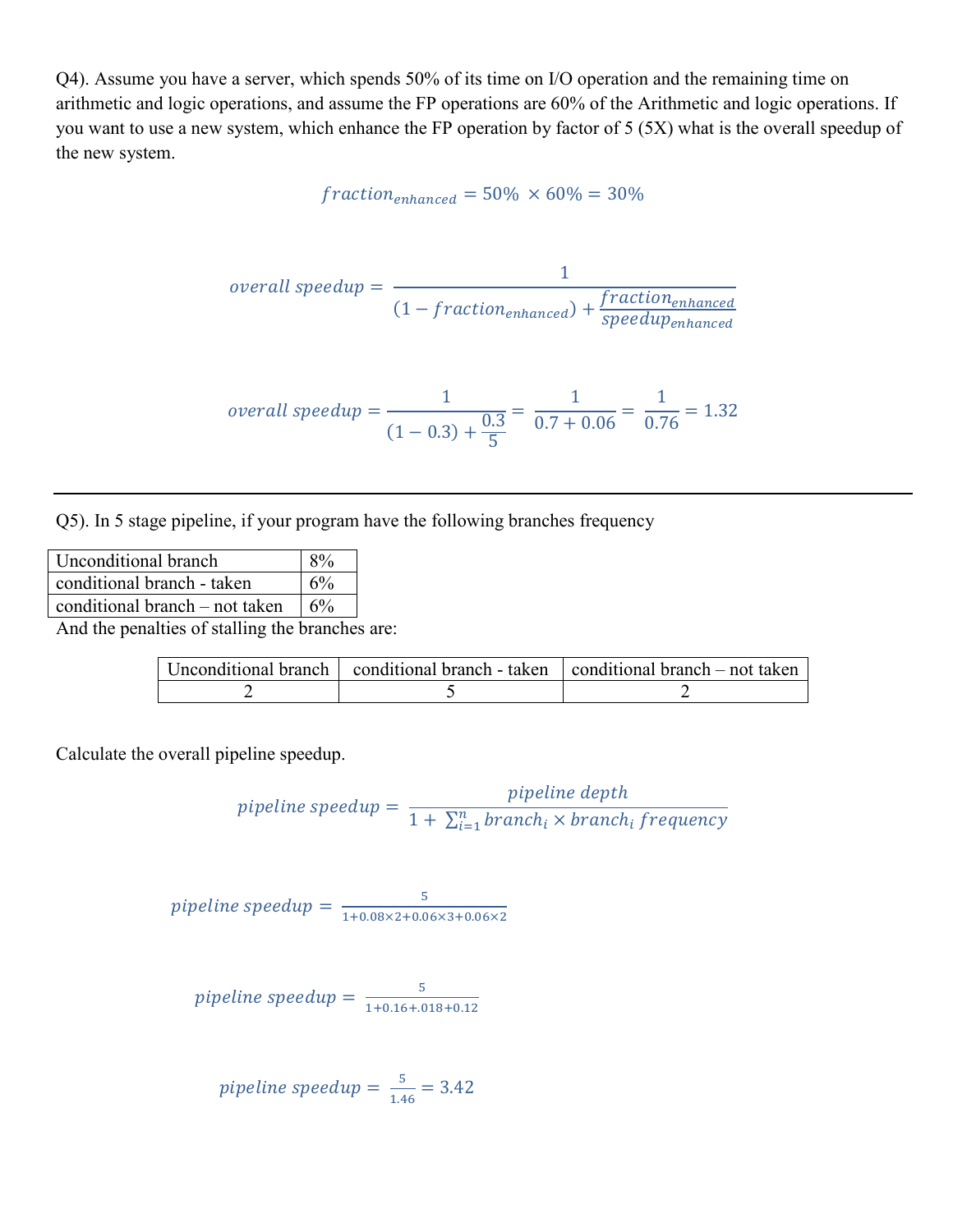Q4). Assume you have a server, which spends 50% of its time on I/O operation and the remaining time on arithmetic and logic operations, and assume the FP operations are 60% of the Arithmetic and logic operations. If you want to use a new system, which enhance the FP operation by factor of 5 (5X) what is the overall speedup of the new system.

$$fraction_{enhanced} = 50\% \times 60\% = 30\%$$

$$overall\ speedup = \frac{1}{(1 - fraction_{enhanced}) + \frac{fraction_{enhanced}}{speedup_{enhanced}}}$$

$$overall\ speedup = \frac{1}{(1-0.3) + \frac{0.3}{5}} = \frac{1}{0.7 + 0.06} = \frac{1}{0.76} = 1.32$$

---

Q5). In 5 stage pipeline, if your program have the following branches frequency

| | |
|---|---|
| Unconditional branch | 8% |
| conditional branch - taken | 6% |
| conditional branch – not taken | 6% |

And the penalties of stalling the branches are:

| Unconditional branch | conditional branch - taken | conditional branch – not taken |
|---|---|---|
| 2 | 5 | 2 |

Calculate the overall pipeline speedup.

$$pipeline\ speedup = \frac{pipeline\ depth}{1 + \sum_{i=1}^{n} branch_i \times branch_i\ frequency}$$

$$pipeline\ speedup = \frac{5}{1+0.08\times2+0.06\times3+0.06\times2}$$

$$pipeline\ speedup = \frac{5}{1+0.16+.018+0.12}$$

$$pipeline\ speedup = \frac{5}{1.46} = 3.42$$